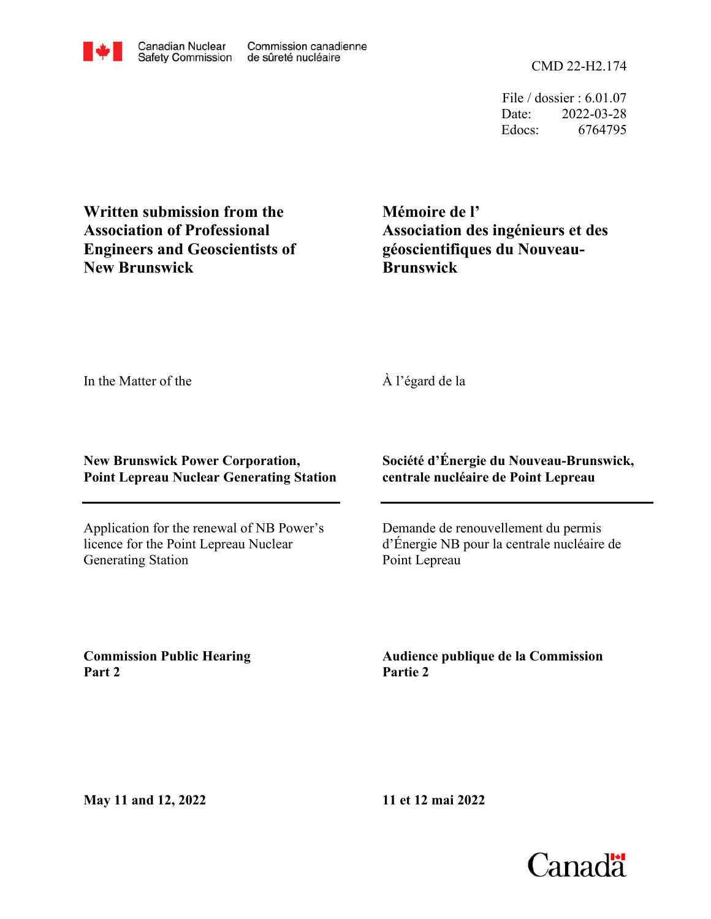Canadian Nuclear Safety Commission | Commission canadienne de sûreté nucléaire

CMD 22-H2.174

File / dossier : 6.01.07
Date: 2022-03-28
Edocs: 6764795

**Written submission from the Association of Professional Engineers and Geoscientists of New Brunswick**

**Mémoire de l' Association des ingénieurs et des géoscientifiques du Nouveau-Brunswick**

In the Matter of the

À l'égard de la

**New Brunswick Power Corporation, Point Lepreau Nuclear Generating Station**

**Société d'Énergie du Nouveau-Brunswick, centrale nucléaire de Point Lepreau**

Application for the renewal of NB Power's licence for the Point Lepreau Nuclear Generating Station

Demande de renouvellement du permis d'Énergie NB pour la centrale nucléaire de Point Lepreau

**Commission Public Hearing Part 2**

**Audience publique de la Commission Partie 2**

**May 11 and 12, 2022**

**11 et 12 mai 2022**

Canada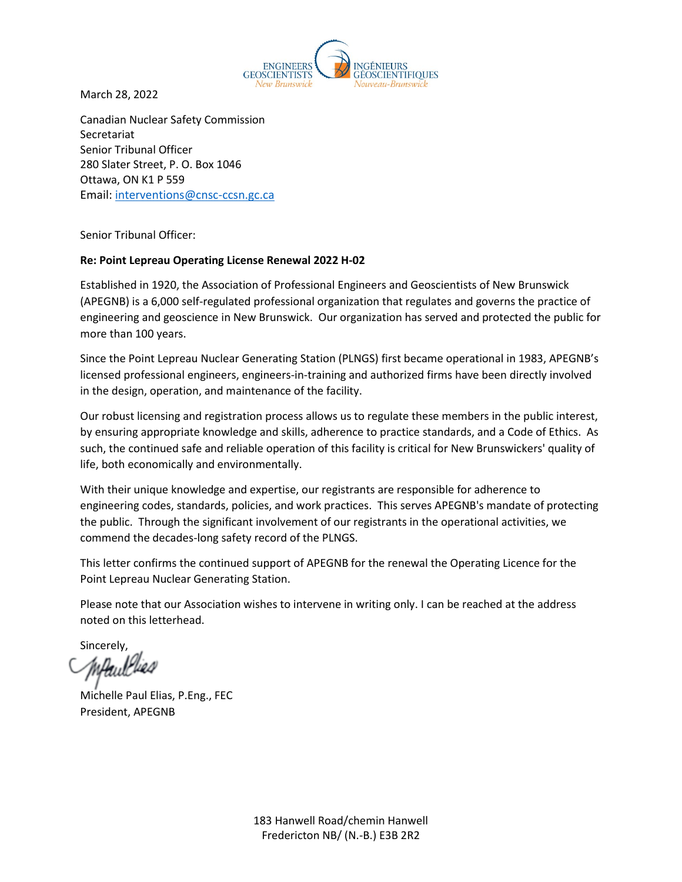ENGINEERS GEOSCIENTISTS New Brunswick | INGÉNIEURS GÉOSCIENTIFIQUES Nouveau-Brunswick

March 28, 2022

Canadian Nuclear Safety Commission
Secretariat
Senior Tribunal Officer
280 Slater Street, P. O. Box 1046
Ottawa, ON K1 P 559
Email: interventions@cnsc-ccsn.gc.ca

Senior Tribunal Officer:

**Re: Point Lepreau Operating License Renewal 2022 H-02**

Established in 1920, the Association of Professional Engineers and Geoscientists of New Brunswick (APEGNB) is a 6,000 self-regulated professional organization that regulates and governs the practice of engineering and geoscience in New Brunswick. Our organization has served and protected the public for more than 100 years.

Since the Point Lepreau Nuclear Generating Station (PLNGS) first became operational in 1983, APEGNB's licensed professional engineers, engineers-in-training and authorized firms have been directly involved in the design, operation, and maintenance of the facility.

Our robust licensing and registration process allows us to regulate these members in the public interest, by ensuring appropriate knowledge and skills, adherence to practice standards, and a Code of Ethics. As such, the continued safe and reliable operation of this facility is critical for New Brunswickers' quality of life, both economically and environmentally.

With their unique knowledge and expertise, our registrants are responsible for adherence to engineering codes, standards, policies, and work practices. This serves APEGNB's mandate of protecting the public. Through the significant involvement of our registrants in the operational activities, we commend the decades-long safety record of the PLNGS.

This letter confirms the continued support of APEGNB for the renewal the Operating Licence for the Point Lepreau Nuclear Generating Station.

Please note that our Association wishes to intervene in writing only. I can be reached at the address noted on this letterhead.

Sincerely,

Michelle Paul Elias, P.Eng., FEC
President, APEGNB

183 Hanwell Road/chemin Hanwell
Fredericton NB/ (N.-B.) E3B 2R2